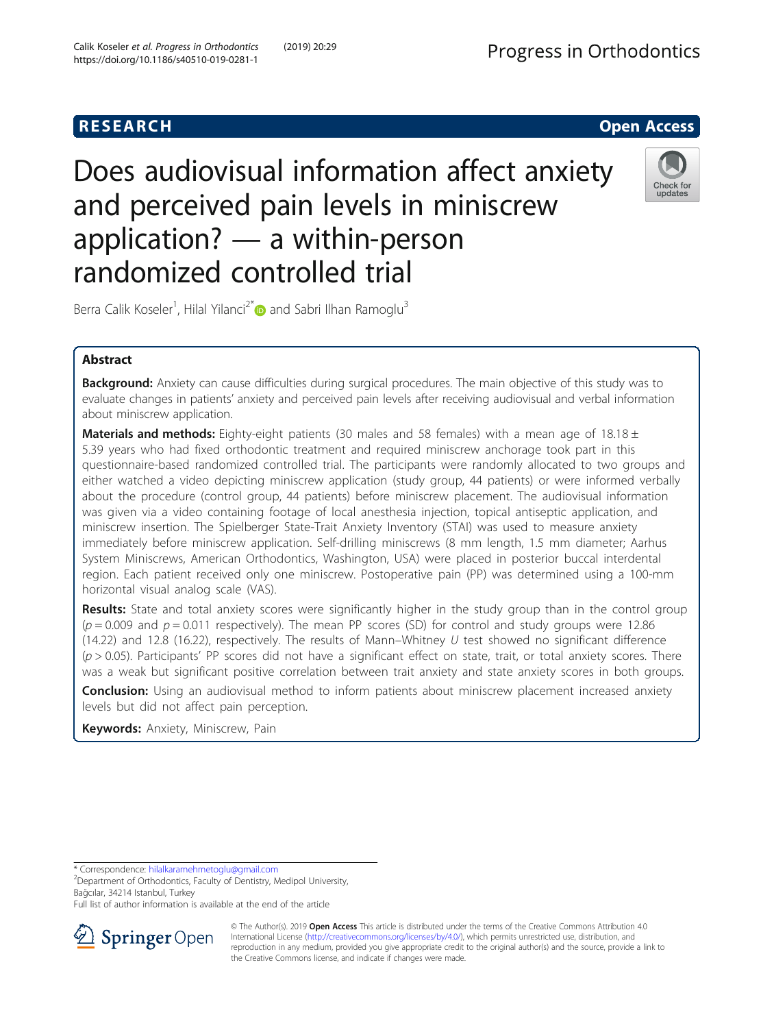RESEARCH

Open Access

# Does audiovisual information affect anxiety and perceived pain levels in miniscrew application? — a within-person randomized controlled trial

Berra Calik Koseler[1], Hilal Yilanci[2*] and Sabri Ilhan Ramoglu[3]

## Abstract

**Background:** Anxiety can cause difficulties during surgical procedures. The main objective of this study was to evaluate changes in patients' anxiety and perceived pain levels after receiving audiovisual and verbal information about miniscrew application.

**Materials and methods:** Eighty-eight patients (30 males and 58 females) with a mean age of 18.18 ± 5.39 years who had fixed orthodontic treatment and required miniscrew anchorage took part in this questionnaire-based randomized controlled trial. The participants were randomly allocated to two groups and either watched a video depicting miniscrew application (study group, 44 patients) or were informed verbally about the procedure (control group, 44 patients) before miniscrew placement. The audiovisual information was given via a video containing footage of local anesthesia injection, topical antiseptic application, and miniscrew insertion. The Spielberger State-Trait Anxiety Inventory (STAI) was used to measure anxiety immediately before miniscrew application. Self-drilling miniscrews (8 mm length, 1.5 mm diameter; Aarhus System Miniscrews, American Orthodontics, Washington, USA) were placed in posterior buccal interdental region. Each patient received only one miniscrew. Postoperative pain (PP) was determined using a 100-mm horizontal visual analog scale (VAS).

**Results:** State and total anxiety scores were significantly higher in the study group than in the control group ($p = 0.009$ and $p = 0.011$ respectively). The mean PP scores (SD) for control and study groups were 12.86 (14.22) and 12.8 (16.22), respectively. The results of Mann–Whitney $U$ test showed no significant difference ($p > 0.05$). Participants' PP scores did not have a significant effect on state, trait, or total anxiety scores. There was a weak but significant positive correlation between trait anxiety and state anxiety scores in both groups.

**Conclusion:** Using an audiovisual method to inform patients about miniscrew placement increased anxiety levels but did not affect pain perception.

**Keywords:** Anxiety, Miniscrew, Pain

---

\* Correspondence: hilalkaramehmetoglu@gmail.com

[2]Department of Orthodontics, Faculty of Dentistry, Medipol University, Bağcılar, 34214 Istanbul, Turkey

Full list of author information is available at the end of the article

© The Author(s). 2019 **Open Access** This article is distributed under the terms of the Creative Commons Attribution 4.0 International License (http://creativecommons.org/licenses/by/4.0/), which permits unrestricted use, distribution, and reproduction in any medium, provided you give appropriate credit to the original author(s) and the source, provide a link to the Creative Commons license, and indicate if changes were made.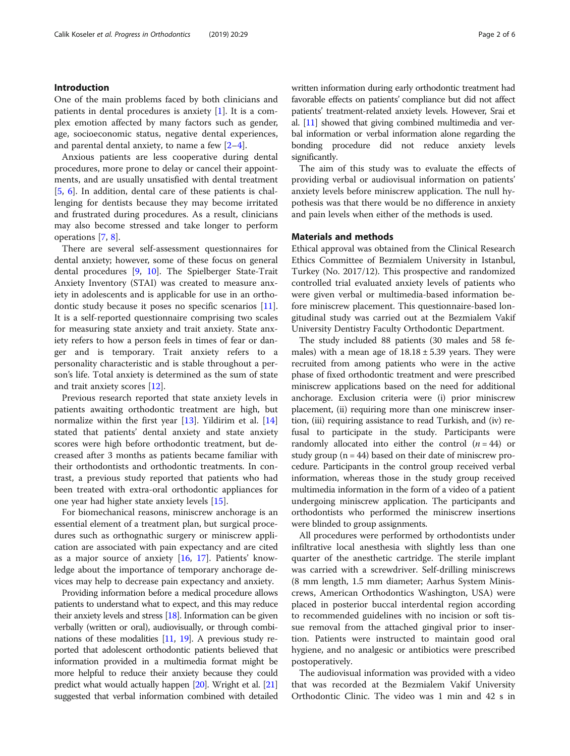## Introduction

One of the main problems faced by both clinicians and patients in dental procedures is anxiety [1]. It is a complex emotion affected by many factors such as gender, age, socioeconomic status, negative dental experiences, and parental dental anxiety, to name a few [2–4].

Anxious patients are less cooperative during dental procedures, more prone to delay or cancel their appointments, and are usually unsatisfied with dental treatment [5, 6]. In addition, dental care of these patients is challenging for dentists because they may become irritated and frustrated during procedures. As a result, clinicians may also become stressed and take longer to perform operations [7, 8].

There are several self-assessment questionnaires for dental anxiety; however, some of these focus on general dental procedures [9, 10]. The Spielberger State-Trait Anxiety Inventory (STAI) was created to measure anxiety in adolescents and is applicable for use in an orthodontic study because it poses no specific scenarios [11]. It is a self-reported questionnaire comprising two scales for measuring state anxiety and trait anxiety. State anxiety refers to how a person feels in times of fear or danger and is temporary. Trait anxiety refers to a personality characteristic and is stable throughout a person's life. Total anxiety is determined as the sum of state and trait anxiety scores [12].

Previous research reported that state anxiety levels in patients awaiting orthodontic treatment are high, but normalize within the first year [13]. Yildirim et al. [14] stated that patients' dental anxiety and state anxiety scores were high before orthodontic treatment, but decreased after 3 months as patients became familiar with their orthodontists and orthodontic treatments. In contrast, a previous study reported that patients who had been treated with extra-oral orthodontic appliances for one year had higher state anxiety levels [15].

For biomechanical reasons, miniscrew anchorage is an essential element of a treatment plan, but surgical procedures such as orthognathic surgery or miniscrew application are associated with pain expectancy and are cited as a major source of anxiety [16, 17]. Patients' knowledge about the importance of temporary anchorage devices may help to decrease pain expectancy and anxiety.

Providing information before a medical procedure allows patients to understand what to expect, and this may reduce their anxiety levels and stress [18]. Information can be given verbally (written or oral), audiovisually, or through combinations of these modalities [11, 19]. A previous study reported that adolescent orthodontic patients believed that information provided in a multimedia format might be more helpful to reduce their anxiety because they could predict what would actually happen [20]. Wright et al. [21] suggested that verbal information combined with detailed written information during early orthodontic treatment had favorable effects on patients' compliance but did not affect patients' treatment-related anxiety levels. However, Srai et al. [11] showed that giving combined multimedia and verbal information or verbal information alone regarding the bonding procedure did not reduce anxiety levels significantly.

The aim of this study was to evaluate the effects of providing verbal or audiovisual information on patients' anxiety levels before miniscrew application. The null hypothesis was that there would be no difference in anxiety and pain levels when either of the methods is used.

## Materials and methods

Ethical approval was obtained from the Clinical Research Ethics Committee of Bezmialem University in Istanbul, Turkey (No. 2017/12). This prospective and randomized controlled trial evaluated anxiety levels of patients who were given verbal or multimedia-based information before miniscrew placement. This questionnaire-based longitudinal study was carried out at the Bezmialem Vakif University Dentistry Faculty Orthodontic Department.

The study included 88 patients (30 males and 58 females) with a mean age of 18.18 ± 5.39 years. They were recruited from among patients who were in the active phase of fixed orthodontic treatment and were prescribed miniscrew applications based on the need for additional anchorage. Exclusion criteria were (i) prior miniscrew placement, (ii) requiring more than one miniscrew insertion, (iii) requiring assistance to read Turkish, and (iv) refusal to participate in the study. Participants were randomly allocated into either the control ($n = 44$) or study group ($n = 44$) based on their date of miniscrew procedure. Participants in the control group received verbal information, whereas those in the study group received multimedia information in the form of a video of a patient undergoing miniscrew application. The participants and orthodontists who performed the miniscrew insertions were blinded to group assignments.

All procedures were performed by orthodontists under infiltrative local anesthesia with slightly less than one quarter of the anesthetic cartridge. The sterile implant was carried with a screwdriver. Self-drilling miniscrews (8 mm length, 1.5 mm diameter; Aarhus System Miniscrews, American Orthodontics Washington, USA) were placed in posterior buccal interdental region according to recommended guidelines with no incision or soft tissue removal from the attached gingival prior to insertion. Patients were instructed to maintain good oral hygiene, and no analgesic or antibiotics were prescribed postoperatively.

The audiovisual information was provided with a video that was recorded at the Bezmialem Vakif University Orthodontic Clinic. The video was 1 min and 42 s in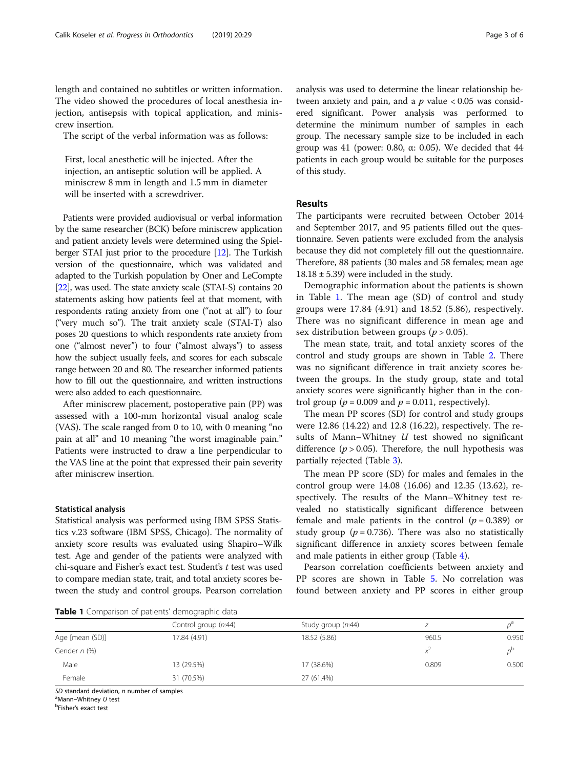length and contained no subtitles or written information. The video showed the procedures of local anesthesia injection, antisepsis with topical application, and miniscrew insertion.

The script of the verbal information was as follows:

> First, local anesthetic will be injected. After the injection, an antiseptic solution will be applied. A miniscrew 8 mm in length and 1.5 mm in diameter will be inserted with a screwdriver.

Patients were provided audiovisual or verbal information by the same researcher (BCK) before miniscrew application and patient anxiety levels were determined using the Spielberger STAI just prior to the procedure [12]. The Turkish version of the questionnaire, which was validated and adapted to the Turkish population by Oner and LeCompte [22], was used. The state anxiety scale (STAI-S) contains 20 statements asking how patients feel at that moment, with respondents rating anxiety from one ("not at all") to four ("very much so"). The trait anxiety scale (STAI-T) also poses 20 questions to which respondents rate anxiety from one ("almost never") to four ("almost always") to assess how the subject usually feels, and scores for each subscale range between 20 and 80. The researcher informed patients how to fill out the questionnaire, and written instructions were also added to each questionnaire.

After miniscrew placement, postoperative pain (PP) was assessed with a 100-mm horizontal visual analog scale (VAS). The scale ranged from 0 to 10, with 0 meaning "no pain at all" and 10 meaning "the worst imaginable pain." Patients were instructed to draw a line perpendicular to the VAS line at the point that expressed their pain severity after miniscrew insertion.

### Statistical analysis

Statistical analysis was performed using IBM SPSS Statistics v.23 software (IBM SPSS, Chicago). The normality of anxiety score results was evaluated using Shapiro–Wilk test. Age and gender of the patients were analyzed with chi-square and Fisher's exact test. Student's *t* test was used to compare median state, trait, and total anxiety scores between the study and control groups. Pearson correlation analysis was used to determine the linear relationship between anxiety and pain, and a $p$ value $< 0.05$ was considered significant. Power analysis was performed to determine the minimum number of samples in each group. The necessary sample size to be included in each group was 41 (power: 0.80, $\alpha$: 0.05). We decided that 44 patients in each group would be suitable for the purposes of this study.

## Results

The participants were recruited between October 2014 and September 2017, and 95 patients filled out the questionnaire. Seven patients were excluded from the analysis because they did not completely fill out the questionnaire. Therefore, 88 patients (30 males and 58 females; mean age $18.18 \pm 5.39$) were included in the study.

Demographic information about the patients is shown in Table 1. The mean age (SD) of control and study groups were 17.84 (4.91) and 18.52 (5.86), respectively. There was no significant difference in mean age and sex distribution between groups ($p > 0.05$).

The mean state, trait, and total anxiety scores of the control and study groups are shown in Table 2. There was no significant difference in trait anxiety scores between the groups. In the study group, state and total anxiety scores were significantly higher than in the control group ($p = 0.009$ and $p = 0.011$, respectively).

The mean PP scores (SD) for control and study groups were 12.86 (14.22) and 12.8 (16.22), respectively. The results of Mann–Whitney *U* test showed no significant difference ($p > 0.05$). Therefore, the null hypothesis was partially rejected (Table 3).

The mean PP score (SD) for males and females in the control group were 14.08 (16.06) and 12.35 (13.62), respectively. The results of the Mann–Whitney test revealed no statistically significant difference between female and male patients in the control ($p = 0.389$) or study group ($p = 0.736$). There was also no statistically significant difference in anxiety scores between female and male patients in either group (Table 4).

Pearson correlation coefficients between anxiety and PP scores are shown in Table 5. No correlation was found between anxiety and PP scores in either group

**Table 1** Comparison of patients' demographic data

| | Control group (*n*:44) | Study group (*n*:44) | $z$ | $p^a$ |
|---|---|---|---|---|
| Age [mean (SD)] | 17.84 (4.91) | 18.52 (5.86) | 960.5 | 0.950 |
| Gender *n* (%) | | | $x^2$ | $p^b$ |
| Male | 13 (29.5%) | 17 (38.6%) | 0.809 | 0.500 |
| Female | 31 (70.5%) | 27 (61.4%) | | |

*SD* standard deviation, *n* number of samples
[a] Mann–Whitney *U* test
[b] Fisher's exact test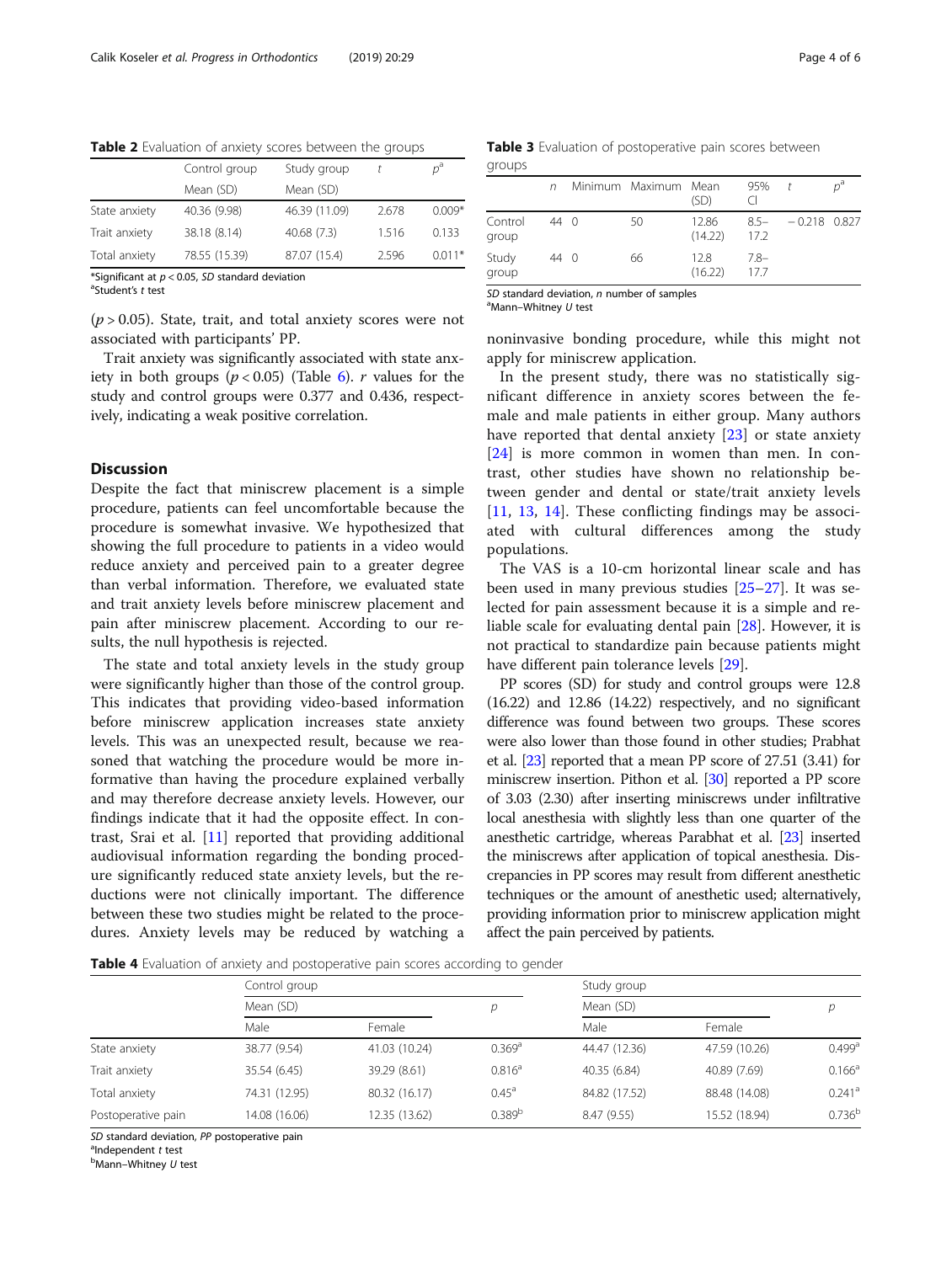**Table 2** Evaluation of anxiety scores between the groups

| | Control group Mean (SD) | Study group Mean (SD) | $t$ | $p$[a] |
|---|---|---|---|---|
| State anxiety | 40.36 (9.98) | 46.39 (11.09) | 2.678 | 0.009* |
| Trait anxiety | 38.18 (8.14) | 40.68 (7.3) | 1.516 | 0.133 |
| Total anxiety | 78.55 (15.39) | 87.07 (15.4) | 2.596 | 0.011* |

*Significant at $p < 0.05$, *SD* standard deviation
[a]Student's *t* test

($p > 0.05$). State, trait, and total anxiety scores were not associated with participants' PP.

Trait anxiety was significantly associated with state anxiety in both groups ($p < 0.05$) (Table 6). *r* values for the study and control groups were 0.377 and 0.436, respectively, indicating a weak positive correlation.

## Discussion

Despite the fact that miniscrew placement is a simple procedure, patients can feel uncomfortable because the procedure is somewhat invasive. We hypothesized that showing the full procedure to patients in a video would reduce anxiety and perceived pain to a greater degree than verbal information. Therefore, we evaluated state and trait anxiety levels before miniscrew placement and pain after miniscrew placement. According to our results, the null hypothesis is rejected.

The state and total anxiety levels in the study group were significantly higher than those of the control group. This indicates that providing video-based information before miniscrew application increases state anxiety levels. This was an unexpected result, because we reasoned that watching the procedure would be more informative than having the procedure explained verbally and may therefore decrease anxiety levels. However, our findings indicate that it had the opposite effect. In contrast, Srai et al. [11] reported that providing additional audiovisual information regarding the bonding procedure significantly reduced state anxiety levels, but the reductions were not clinically important. The difference between these two studies might be related to the procedures. Anxiety levels may be reduced by watching a noninvasive bonding procedure, while this might not apply for miniscrew application.

**Table 3** Evaluation of postoperative pain scores between groups

| | $n$ | Minimum | Maximum | Mean (SD) | 95% CI | $t$ | $p$[a] |
|---|---|---|---|---|---|---|---|
| Control group | 44 | 0 | 50 | 12.86 (14.22) | 8.5–17.2 | − 0.218 | 0.827 |
| Study group | 44 | 0 | 66 | 12.8 (16.22) | 7.8–17.7 | | |

*SD* standard deviation, *n* number of samples
[a]Mann–Whitney *U* test

In the present study, there was no statistically significant difference in anxiety scores between the female and male patients in either group. Many authors have reported that dental anxiety [23] or state anxiety [24] is more common in women than men. In contrast, other studies have shown no relationship between gender and dental or state/trait anxiety levels [11, 13, 14]. These conflicting findings may be associated with cultural differences among the study populations.

The VAS is a 10-cm horizontal linear scale and has been used in many previous studies [25–27]. It was selected for pain assessment because it is a simple and reliable scale for evaluating dental pain [28]. However, it is not practical to standardize pain because patients might have different pain tolerance levels [29].

PP scores (SD) for study and control groups were 12.8 (16.22) and 12.86 (14.22) respectively, and no significant difference was found between two groups. These scores were also lower than those found in other studies; Prabhat et al. [23] reported that a mean PP score of 27.51 (3.41) for miniscrew insertion. Pithon et al. [30] reported a PP score of 3.03 (2.30) after inserting miniscrews under infiltrative local anesthesia with slightly less than one quarter of the anesthetic cartridge, whereas Parabhat et al. [23] inserted the miniscrews after application of topical anesthesia. Discrepancies in PP scores may result from different anesthetic techniques or the amount of anesthetic used; alternatively, providing information prior to miniscrew application might affect the pain perceived by patients.

**Table 4** Evaluation of anxiety and postoperative pain scores according to gender

| | Control group | | | Study group | | |
|---|---|---|---|---|---|---|
| | Mean (SD) | | $p$ | Mean (SD) | | $p$ |
| | Male | Female | | Male | Female | |
| State anxiety | 38.77 (9.54) | 41.03 (10.24) | 0.369[a] | 44.47 (12.36) | 47.59 (10.26) | 0.499[a] |
| Trait anxiety | 35.54 (6.45) | 39.29 (8.61) | 0.816[a] | 40.35 (6.84) | 40.89 (7.69) | 0.166[a] |
| Total anxiety | 74.31 (12.95) | 80.32 (16.17) | 0.45[a] | 84.82 (17.52) | 88.48 (14.08) | 0.241[a] |
| Postoperative pain | 14.08 (16.06) | 12.35 (13.62) | 0.389[b] | 8.47 (9.55) | 15.52 (18.94) | 0.736[b] |

*SD* standard deviation, *PP* postoperative pain
[a]Independent *t* test
[b]Mann–Whitney *U* test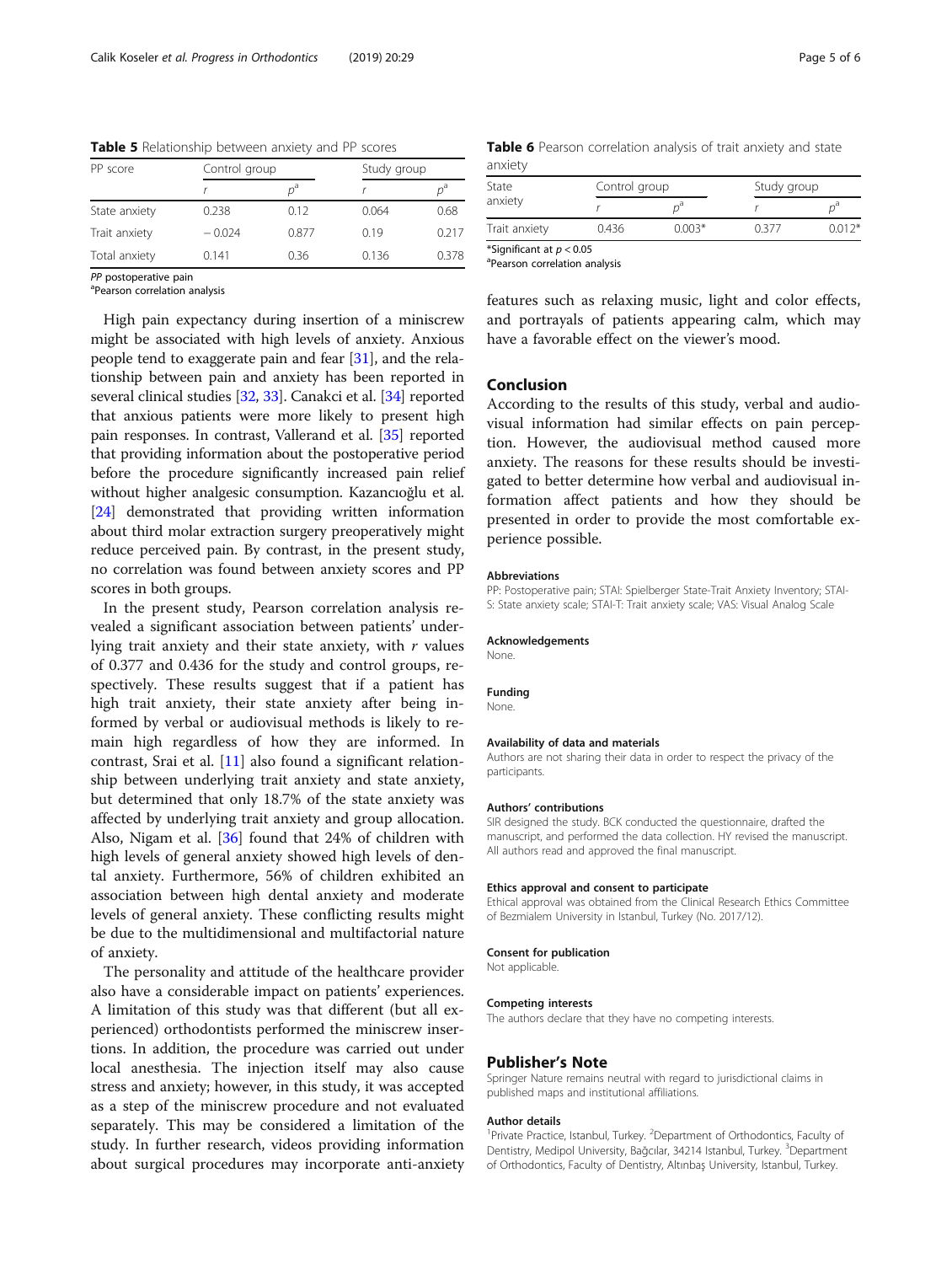**Table 5** Relationship between anxiety and PP scores

| PP score | Control group | | Study group | |
|---|---|---|---|---|
| | $r$ | $p$[a] | $r$ | $p$[a] |
| State anxiety | 0.238 | 0.12 | 0.064 | 0.68 |
| Trait anxiety | − 0.024 | 0.877 | 0.19 | 0.217 |
| Total anxiety | 0.141 | 0.36 | 0.136 | 0.378 |

*PP* postoperative pain
[a]Pearson correlation analysis

High pain expectancy during insertion of a miniscrew might be associated with high levels of anxiety. Anxious people tend to exaggerate pain and fear [31], and the relationship between pain and anxiety has been reported in several clinical studies [32, 33]. Canakci et al. [34] reported that anxious patients were more likely to present high pain responses. In contrast, Vallerand et al. [35] reported that providing information about the postoperative period before the procedure significantly increased pain relief without higher analgesic consumption. Kazancıoğlu et al. [24] demonstrated that providing written information about third molar extraction surgery preoperatively might reduce perceived pain. By contrast, in the present study, no correlation was found between anxiety scores and PP scores in both groups.

In the present study, Pearson correlation analysis revealed a significant association between patients' underlying trait anxiety and their state anxiety, with $r$ values of 0.377 and 0.436 for the study and control groups, respectively. These results suggest that if a patient has high trait anxiety, their state anxiety after being informed by verbal or audiovisual methods is likely to remain high regardless of how they are informed. In contrast, Srai et al. [11] also found a significant relationship between underlying trait anxiety and state anxiety, but determined that only 18.7% of the state anxiety was affected by underlying trait anxiety and group allocation. Also, Nigam et al. [36] found that 24% of children with high levels of general anxiety showed high levels of dental anxiety. Furthermore, 56% of children exhibited an association between high dental anxiety and moderate levels of general anxiety. These conflicting results might be due to the multidimensional and multifactorial nature of anxiety.

The personality and attitude of the healthcare provider also have a considerable impact on patients' experiences. A limitation of this study was that different (but all experienced) orthodontists performed the miniscrew insertions. In addition, the procedure was carried out under local anesthesia. The injection itself may also cause stress and anxiety; however, in this study, it was accepted as a step of the miniscrew procedure and not evaluated separately. This may be considered a limitation of the study. In further research, videos providing information about surgical procedures may incorporate anti-anxiety features such as relaxing music, light and color effects, and portrayals of patients appearing calm, which may have a favorable effect on the viewer's mood.

**Table 6** Pearson correlation analysis of trait anxiety and state anxiety

| State anxiety | Control group | | Study group | |
|---|---|---|---|---|
| | $r$ | $p$[a] | $r$ | $p$[a] |
| Trait anxiety | 0.436 | 0.003* | 0.377 | 0.012* |

*Significant at $p < 0.05$
[a]Pearson correlation analysis

## Conclusion

According to the results of this study, verbal and audiovisual information had similar effects on pain perception. However, the audiovisual method caused more anxiety. The reasons for these results should be investigated to better determine how verbal and audiovisual information affect patients and how they should be presented in order to provide the most comfortable experience possible.

### Abbreviations

PP: Postoperative pain; STAI: Spielberger State-Trait Anxiety Inventory; STAI-S: State anxiety scale; STAI-T: Trait anxiety scale; VAS: Visual Analog Scale

### Acknowledgements

None.

### Funding

None.

### Availability of data and materials

Authors are not sharing their data in order to respect the privacy of the participants.

### Authors' contributions

SIR designed the study. BCK conducted the questionnaire, drafted the manuscript, and performed the data collection. HY revised the manuscript. All authors read and approved the final manuscript.

### Ethics approval and consent to participate

Ethical approval was obtained from the Clinical Research Ethics Committee of Bezmialem University in Istanbul, Turkey (No. 2017/12).

### Consent for publication

Not applicable.

### Competing interests

The authors declare that they have no competing interests.

## Publisher's Note

Springer Nature remains neutral with regard to jurisdictional claims in published maps and institutional affiliations.

### Author details

[1]Private Practice, Istanbul, Turkey. [2]Department of Orthodontics, Faculty of Dentistry, Medipol University, Bağcılar, 34214 Istanbul, Turkey. [3]Department of Orthodontics, Faculty of Dentistry, Altınbaş University, Istanbul, Turkey.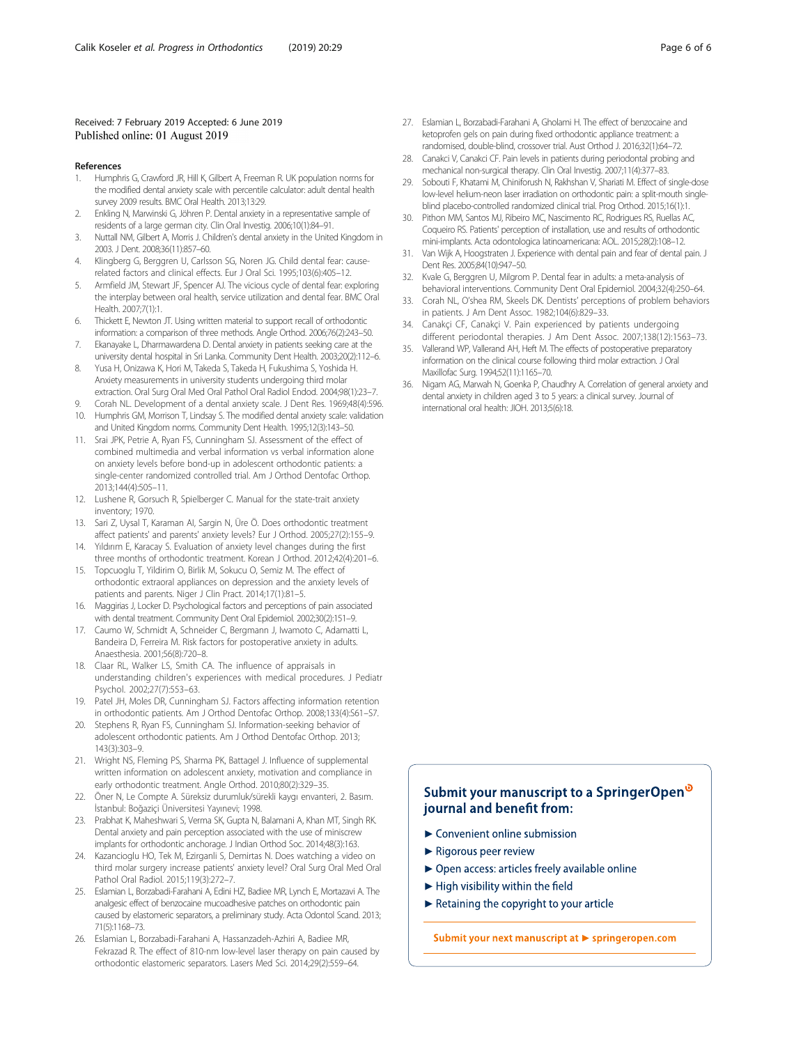Received: 7 February 2019 Accepted: 6 June 2019
Published online: 01 August 2019

## References

1. Humphris G, Crawford JR, Hill K, Gilbert A, Freeman R. UK population norms for the modified dental anxiety scale with percentile calculator: adult dental health survey 2009 results. BMC Oral Health. 2013;13:29.
2. Enkling N, Marwinski G, Jöhren P. Dental anxiety in a representative sample of residents of a large german city. Clin Oral Investig. 2006;10(1):84–91.
3. Nuttall NM, Gilbert A, Morris J. Children's dental anxiety in the United Kingdom in 2003. J Dent. 2008;36(11):857–60.
4. Klingberg G, Berggren U, Carlsson SG, Noren JG. Child dental fear: cause-related factors and clinical effects. Eur J Oral Sci. 1995;103(6):405–12.
5. Armfield JM, Stewart JF, Spencer AJ. The vicious cycle of dental fear: exploring the interplay between oral health, service utilization and dental fear. BMC Oral Health. 2007;7(1):1.
6. Thickett E, Newton JT. Using written material to support recall of orthodontic information: a comparison of three methods. Angle Orthod. 2006;76(2):243–50.
7. Ekanayake L, Dharmawardena D. Dental anxiety in patients seeking care at the university dental hospital in Sri Lanka. Community Dent Health. 2003;20(2):112–6.
8. Yusa H, Onizawa K, Hori M, Takeda S, Takeda H, Fukushima S, Yoshida H. Anxiety measurements in university students undergoing third molar extraction. Oral Surg Oral Med Oral Pathol Oral Radiol Endod. 2004;98(1):23–7.
9. Corah NL. Development of a dental anxiety scale. J Dent Res. 1969;48(4):596.
10. Humphris GM, Morrison T, Lindsay S. The modified dental anxiety scale: validation and United Kingdom norms. Community Dent Health. 1995;12(3):143–50.
11. Srai JPK, Petrie A, Ryan FS, Cunningham SJ. Assessment of the effect of combined multimedia and verbal information vs verbal information alone on anxiety levels before bond-up in adolescent orthodontic patients: a single-center randomized controlled trial. Am J Orthod Dentofac Orthop. 2013;144(4):505–11.
12. Lushene R, Gorsuch R, Spielberger C. Manual for the state-trait anxiety inventory; 1970.
13. Sari Z, Uysal T, Karaman AI, Sargin N, Üre Ö. Does orthodontic treatment affect patients' and parents' anxiety levels? Eur J Orthod. 2005;27(2):155–9.
14. Yıldırım E, Karacay S. Evaluation of anxiety level changes during the first three months of orthodontic treatment. Korean J Orthod. 2012;42(4):201–6.
15. Topcuoglu T, Yildirim O, Birlik M, Sokucu O, Semiz M. The effect of orthodontic extraoral appliances on depression and the anxiety levels of patients and parents. Niger J Clin Pract. 2014;17(1):81–5.
16. Maggirias J, Locker D. Psychological factors and perceptions of pain associated with dental treatment. Community Dent Oral Epidemiol. 2002;30(2):151–9.
17. Caumo W, Schmidt A, Schneider C, Bergmann J, Iwamoto C, Adamatti L, Bandeira D, Ferreira M. Risk factors for postoperative anxiety in adults. Anaesthesia. 2001;56(8):720–8.
18. Claar RL, Walker LS, Smith CA. The influence of appraisals in understanding children's experiences with medical procedures. J Pediatr Psychol. 2002;27(7):553–63.
19. Patel JH, Moles DR, Cunningham SJ. Factors affecting information retention in orthodontic patients. Am J Orthod Dentofac Orthop. 2008;133(4):S61–S7.
20. Stephens R, Ryan FS, Cunningham SJ. Information-seeking behavior of adolescent orthodontic patients. Am J Orthod Dentofac Orthop. 2013; 143(3):303–9.
21. Wright NS, Fleming PS, Sharma PK, Battagel J. Influence of supplemental written information on adolescent anxiety, motivation and compliance in early orthodontic treatment. Angle Orthod. 2010;80(2):329–35.
22. Öner N, Le Compte A. Süreksiz durumluk/sürekli kaygı envanteri, 2. Basım. İstanbul: Boğaziçi Üniversitesi Yayınevi; 1998.
23. Prabhat K, Maheshwari S, Verma SK, Gupta N, Balamani A, Khan MT, Singh RK. Dental anxiety and pain perception associated with the use of miniscrew implants for orthodontic anchorage. J Indian Orthod Soc. 2014;48(3):163.
24. Kazancioglu HO, Tek M, Ezirganli S, Demirtas N. Does watching a video on third molar surgery increase patients' anxiety level? Oral Surg Oral Med Oral Pathol Oral Radiol. 2015;119(3):272–7.
25. Eslamian L, Borzabadi-Farahani A, Edini HZ, Badiee MR, Lynch E, Mortazavi A. The analgesic effect of benzocaine mucoadhesive patches on orthodontic pain caused by elastomeric separators, a preliminary study. Acta Odontol Scand. 2013; 71(5):1168–73.
26. Eslamian L, Borzabadi-Farahani A, Hassanzadeh-Azhiri A, Badiee MR, Fekrazad R. The effect of 810-nm low-level laser therapy on pain caused by orthodontic elastomeric separators. Lasers Med Sci. 2014;29(2):559–64.
27. Eslamian L, Borzabadi-Farahani A, Gholami H. The effect of benzocaine and ketoprofen gels on pain during fixed orthodontic appliance treatment: a randomised, double-blind, crossover trial. Aust Orthod J. 2016;32(1):64–72.
28. Canakci V, Canakci CF. Pain levels in patients during periodontal probing and mechanical non-surgical therapy. Clin Oral Investig. 2007;11(4):377–83.
29. Sobouti F, Khatami M, Chiniforush N, Rakhshan V, Shariati M. Effect of single-dose low-level helium-neon laser irradiation on orthodontic pain: a split-mouth single-blind placebo-controlled randomized clinical trial. Prog Orthod. 2015;16(1):1.
30. Pithon MM, Santos MJ, Ribeiro MC, Nascimento RC, Rodrigues RS, Ruellas AC, Coqueiro RS. Patients' perception of installation, use and results of orthodontic mini-implants. Acta odontologica latinoamericana: AOL. 2015;28(2):108–12.
31. Van Wijk A, Hoogstraten J. Experience with dental pain and fear of dental pain. J Dent Res. 2005;84(10):947–50.
32. Kvale G, Berggren U, Milgrom P. Dental fear in adults: a meta-analysis of behavioral interventions. Community Dent Oral Epidemiol. 2004;32(4):250–64.
33. Corah NL, O'shea RM, Skeels DK. Dentists' perceptions of problem behaviors in patients. J Am Dent Assoc. 1982;104(6):829–33.
34. Canakçi CF, Canakçi V. Pain experienced by patients undergoing different periodontal therapies. J Am Dent Assoc. 2007;138(12):1563–73.
35. Vallerand WP, Vallerand AH, Heft M. The effects of postoperative preparatory information on the clinical course following third molar extraction. J Oral Maxillofac Surg. 1994;52(11):1165–70.
36. Nigam AG, Marwah N, Goenka P, Chaudhry A. Correlation of general anxiety and dental anxiety in children aged 3 to 5 years: a clinical survey. Journal of international oral health: JIOH. 2013;5(6):18.

**Submit your manuscript to a SpringerOpen journal and benefit from:**

- ► Convenient online submission
- ► Rigorous peer review
- ► Open access: articles freely available online
- ► High visibility within the field
- ► Retaining the copyright to your article

Submit your next manuscript at ► springeropen.com